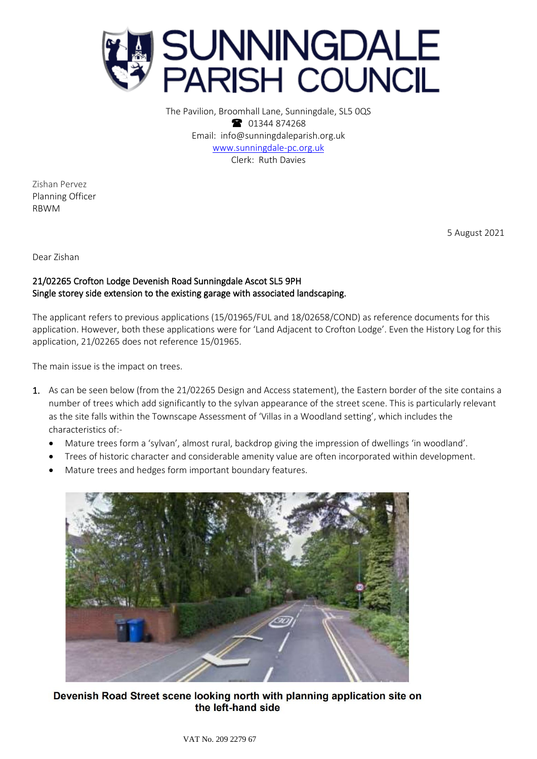# SUNNINGDALE PARISH COUNCIL

The Pavilion, Broomhall Lane, Sunningdale, SL5 0QS
☎ 01344 874268
Email: info@sunningdaleparish.org.uk
www.sunningdale-pc.org.uk
Clerk: Ruth Davies

Zishan Pervez
Planning Officer
RBWM

5 August 2021

Dear Zishan

**21/02265 Crofton Lodge Devenish Road Sunningdale Ascot SL5 9PH**
**Single storey side extension to the existing garage with associated landscaping.**

The applicant refers to previous applications (15/01965/FUL and 18/02658/COND) as reference documents for this application. However, both these applications were for 'Land Adjacent to Crofton Lodge'. Even the History Log for this application, 21/02265 does not reference 15/01965.

The main issue is the impact on trees.

1. As can be seen below (from the 21/02265 Design and Access statement), the Eastern border of the site contains a number of trees which add significantly to the sylvan appearance of the street scene. This is particularly relevant as the site falls within the Townscape Assessment of 'Villas in a Woodland setting', which includes the characteristics of:-
   - Mature trees form a 'sylvan', almost rural, backdrop giving the impression of dwellings 'in woodland'.
   - Trees of historic character and considerable amenity value are often incorporated within development.
   - Mature trees and hedges form important boundary features.

**Devenish Road Street scene looking north with planning application site on the left-hand side**

VAT No. 209 2279 67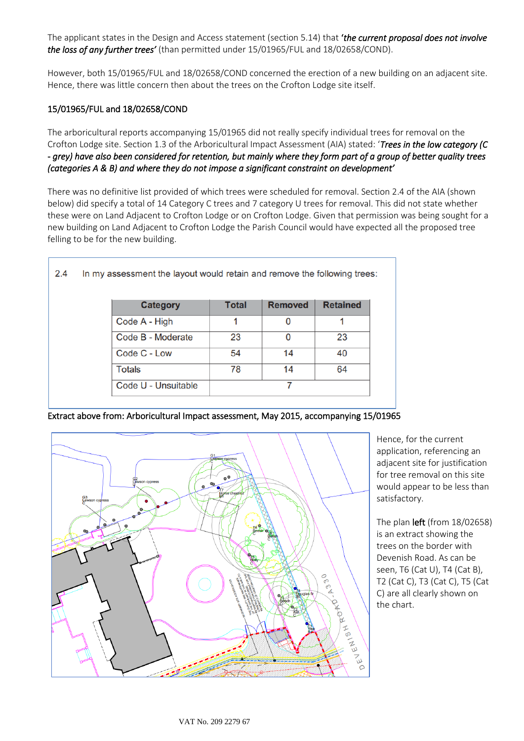The applicant states in the Design and Access statement (section 5.14) that ***'the current proposal does not involve the loss of any further trees'*** (than permitted under 15/01965/FUL and 18/02658/COND).

However, both 15/01965/FUL and 18/02658/COND concerned the erection of a new building on an adjacent site. Hence, there was little concern then about the trees on the Crofton Lodge site itself.

## 15/01965/FUL and 18/02658/COND

The arboricultural reports accompanying 15/01965 did not really specify individual trees for removal on the Crofton Lodge site. Section 1.3 of the Arboricultural Impact Assessment (AIA) stated: '***Trees in the low category (C - grey) have also been considered for retention, but mainly where they form part of a group of better quality trees (categories A & B) and where they do not impose a significant constraint on development'***

There was no definitive list provided of which trees were scheduled for removal. Section 2.4 of the AIA (shown below) did specify a total of 14 Category C trees and 7 category U trees for removal. This did not state whether these were on Land Adjacent to Crofton Lodge or on Crofton Lodge. Given that permission was being sought for a new building on Land Adjacent to Crofton Lodge the Parish Council would have expected all the proposed tree felling to be for the new building.

2.4 In my assessment the layout would retain and remove the following trees:

| Category | Total | Removed | Retained |
|---|---|---|---|
| Code A - High | 1 | 0 | 1 |
| Code B - Moderate | 23 | 0 | 23 |
| Code C - Low | 54 | 14 | 40 |
| Totals | 78 | 14 | 64 |
| Code U - Unsuitable | | 7 | |

Extract above from: Arboricultural Impact assessment, May 2015, accompanying 15/01965

Hence, for the current application, referencing an adjacent site for justification for tree removal on this site would appear to be less than satisfactory.

The plan left (from 18/02658) is an extract showing the trees on the border with Devenish Road. As can be seen, T6 (Cat U), T4 (Cat B), T2 (Cat C), T3 (Cat C), T5 (Cat C) are all clearly shown on the chart.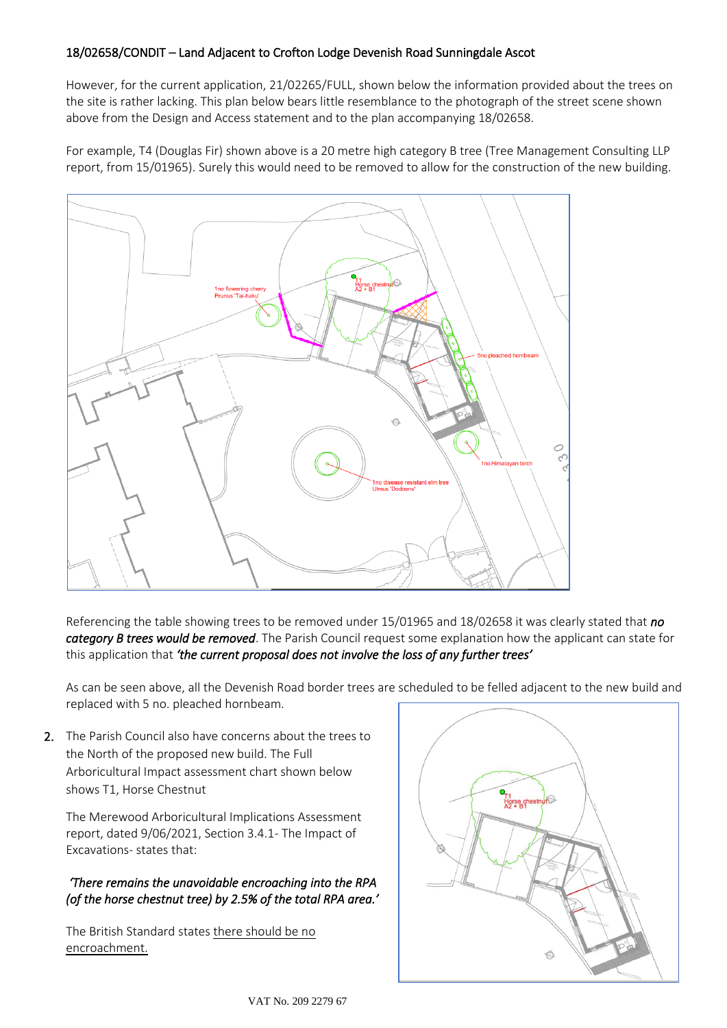18/02658/CONDIT – Land Adjacent to Crofton Lodge Devenish Road Sunningdale Ascot

However, for the current application, 21/02265/FULL, shown below the information provided about the trees on the site is rather lacking. This plan below bears little resemblance to the photograph of the street scene shown above from the Design and Access statement and to the plan accompanying 18/02658.

For example, T4 (Douglas Fir) shown above is a 20 metre high category B tree (Tree Management Consulting LLP report, from 15/01965). Surely this would need to be removed to allow for the construction of the new building.

Referencing the table showing trees to be removed under 15/01965 and 18/02658 it was clearly stated that ***no category B trees would be removed***. The Parish Council request some explanation how the applicant can state for this application that ***'the current proposal does not involve the loss of any further trees'***

As can be seen above, all the Devenish Road border trees are scheduled to be felled adjacent to the new build and replaced with 5 no. pleached hornbeam.

2. The Parish Council also have concerns about the trees to the North of the proposed new build. The Full Arboricultural Impact assessment chart shown below shows T1, Horse Chestnut

   The Merewood Arboricultural Implications Assessment report, dated 9/06/2021, Section 3.4.1- The Impact of Excavations- states that:

   ***'There remains the unavoidable encroaching into the RPA (of the horse chestnut tree) by 2.5% of the total RPA area.'***

   The British Standard states there should be no encroachment.

VAT No. 209 2279 67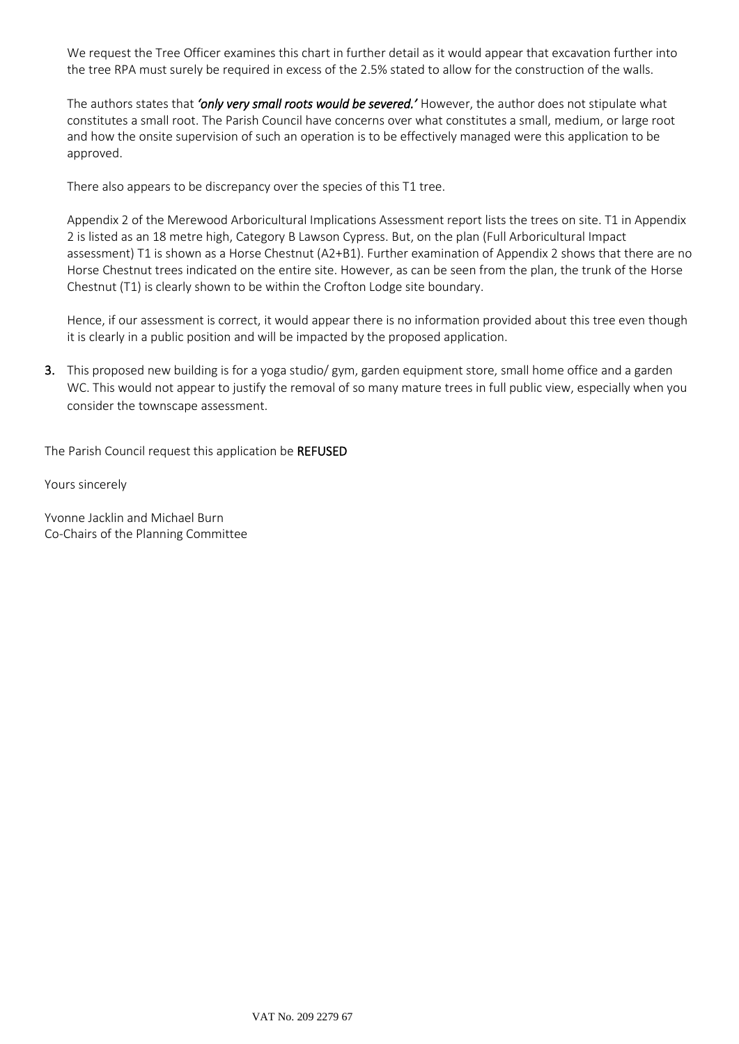We request the Tree Officer examines this chart in further detail as it would appear that excavation further into the tree RPA must surely be required in excess of the 2.5% stated to allow for the construction of the walls.

The authors states that ***'only very small roots would be severed.'*** However, the author does not stipulate what constitutes a small root. The Parish Council have concerns over what constitutes a small, medium, or large root and how the onsite supervision of such an operation is to be effectively managed were this application to be approved.

There also appears to be discrepancy over the species of this T1 tree.

Appendix 2 of the Merewood Arboricultural Implications Assessment report lists the trees on site. T1 in Appendix 2 is listed as an 18 metre high, Category B Lawson Cypress. But, on the plan (Full Arboricultural Impact assessment) T1 is shown as a Horse Chestnut (A2+B1). Further examination of Appendix 2 shows that there are no Horse Chestnut trees indicated on the entire site. However, as can be seen from the plan, the trunk of the Horse Chestnut (T1) is clearly shown to be within the Crofton Lodge site boundary.

Hence, if our assessment is correct, it would appear there is no information provided about this tree even though it is clearly in a public position and will be impacted by the proposed application.

**3.** This proposed new building is for a yoga studio/ gym, garden equipment store, small home office and a garden WC. This would not appear to justify the removal of so many mature trees in full public view, especially when you consider the townscape assessment.

The Parish Council request this application be **REFUSED**

Yours sincerely

Yvonne Jacklin and Michael Burn
Co-Chairs of the Planning Committee

VAT No. 209 2279 67